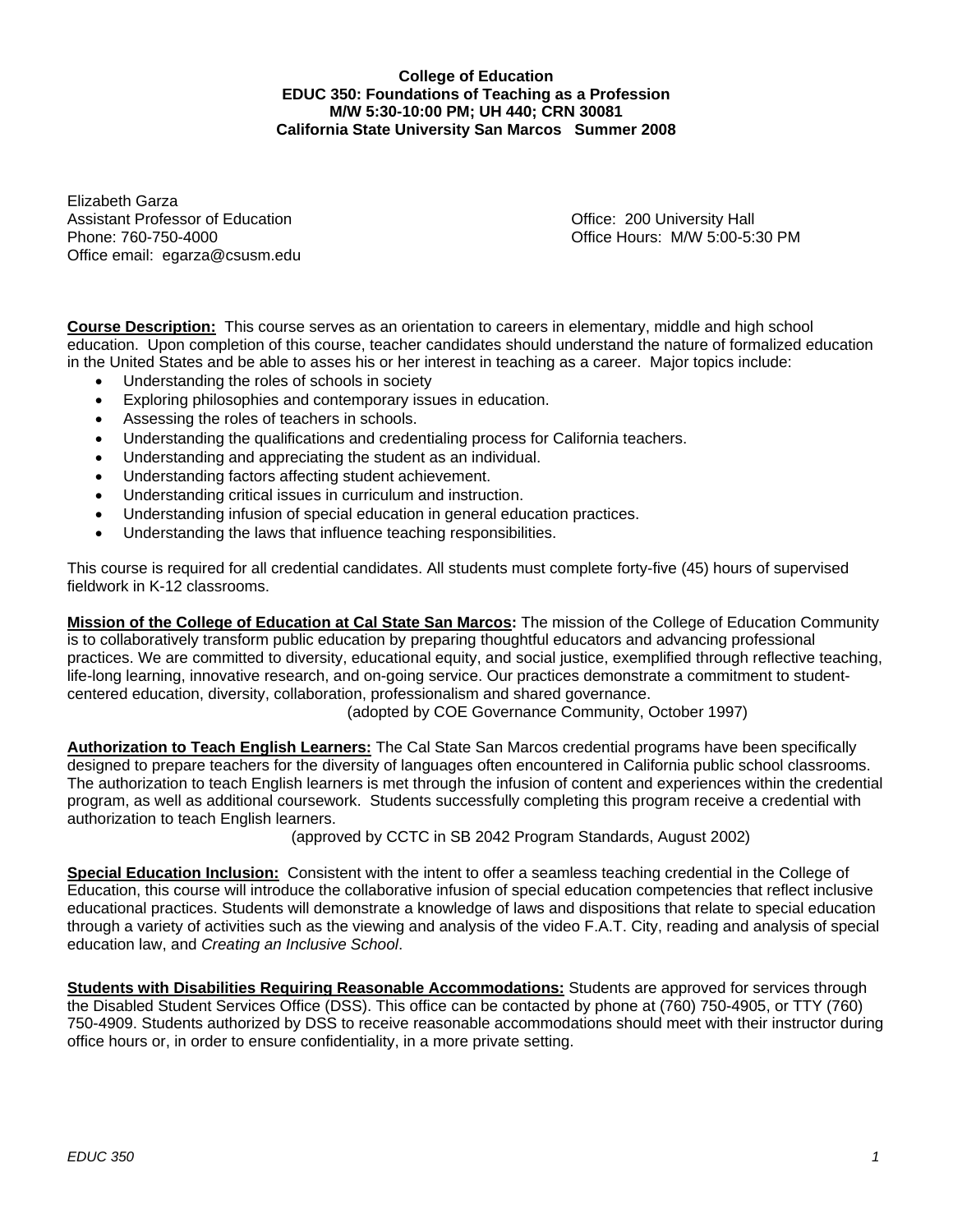**College of Education**
**EDUC 350: Foundations of Teaching as a Profession**
**M/W 5:30-10:00 PM; UH 440; CRN 30081**
**California State University San Marcos Summer 2008**

Elizabeth Garza
Assistant Professor of Education
Phone: 760-750-4000
Office email: egarza@csusm.edu

Office: 200 University Hall
Office Hours: M/W 5:00-5:30 PM

**Course Description:** This course serves as an orientation to careers in elementary, middle and high school education. Upon completion of this course, teacher candidates should understand the nature of formalized education in the United States and be able to asses his or her interest in teaching as a career. Major topics include:

- Understanding the roles of schools in society
- Exploring philosophies and contemporary issues in education.
- Assessing the roles of teachers in schools.
- Understanding the qualifications and credentialing process for California teachers.
- Understanding and appreciating the student as an individual.
- Understanding factors affecting student achievement.
- Understanding critical issues in curriculum and instruction.
- Understanding infusion of special education in general education practices.
- Understanding the laws that influence teaching responsibilities.

This course is required for all credential candidates. All students must complete forty-five (45) hours of supervised fieldwork in K-12 classrooms.

**Mission of the College of Education at Cal State San Marcos:** The mission of the College of Education Community is to collaboratively transform public education by preparing thoughtful educators and advancing professional practices. We are committed to diversity, educational equity, and social justice, exemplified through reflective teaching, life-long learning, innovative research, and on-going service. Our practices demonstrate a commitment to student-centered education, diversity, collaboration, professionalism and shared governance.
(adopted by COE Governance Community, October 1997)

**Authorization to Teach English Learners:** The Cal State San Marcos credential programs have been specifically designed to prepare teachers for the diversity of languages often encountered in California public school classrooms. The authorization to teach English learners is met through the infusion of content and experiences within the credential program, as well as additional coursework. Students successfully completing this program receive a credential with authorization to teach English learners.
(approved by CCTC in SB 2042 Program Standards, August 2002)

**Special Education Inclusion:** Consistent with the intent to offer a seamless teaching credential in the College of Education, this course will introduce the collaborative infusion of special education competencies that reflect inclusive educational practices. Students will demonstrate a knowledge of laws and dispositions that relate to special education through a variety of activities such as the viewing and analysis of the video F.A.T. City, reading and analysis of special education law, and *Creating an Inclusive School*.

**Students with Disabilities Requiring Reasonable Accommodations:** Students are approved for services through the Disabled Student Services Office (DSS). This office can be contacted by phone at (760) 750-4905, or TTY (760) 750-4909. Students authorized by DSS to receive reasonable accommodations should meet with their instructor during office hours or, in order to ensure confidentiality, in a more private setting.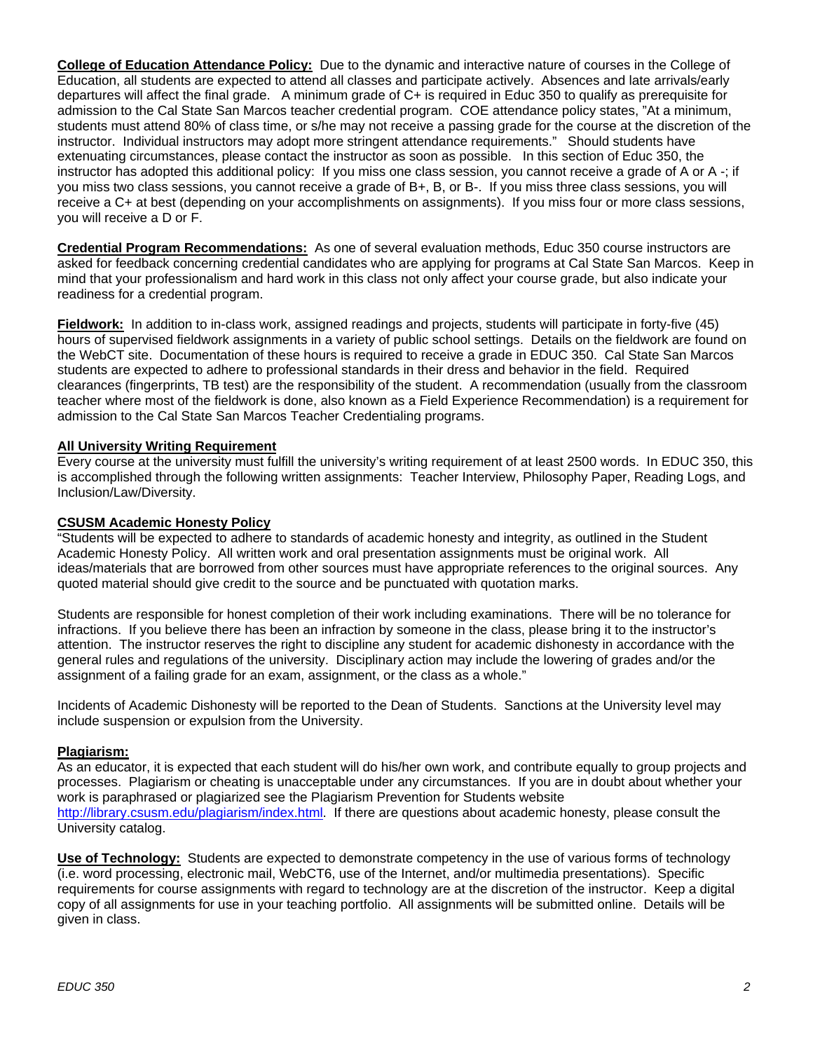**College of Education Attendance Policy:** Due to the dynamic and interactive nature of courses in the College of Education, all students are expected to attend all classes and participate actively. Absences and late arrivals/early departures will affect the final grade. A minimum grade of C+ is required in Educ 350 to qualify as prerequisite for admission to the Cal State San Marcos teacher credential program. COE attendance policy states, "At a minimum, students must attend 80% of class time, or s/he may not receive a passing grade for the course at the discretion of the instructor. Individual instructors may adopt more stringent attendance requirements." Should students have extenuating circumstances, please contact the instructor as soon as possible. In this section of Educ 350, the instructor has adopted this additional policy: If you miss one class session, you cannot receive a grade of A or A -; if you miss two class sessions, you cannot receive a grade of B+, B, or B-. If you miss three class sessions, you will receive a C+ at best (depending on your accomplishments on assignments). If you miss four or more class sessions, you will receive a D or F.

**Credential Program Recommendations:** As one of several evaluation methods, Educ 350 course instructors are asked for feedback concerning credential candidates who are applying for programs at Cal State San Marcos. Keep in mind that your professionalism and hard work in this class not only affect your course grade, but also indicate your readiness for a credential program.

**Fieldwork:** In addition to in-class work, assigned readings and projects, students will participate in forty-five (45) hours of supervised fieldwork assignments in a variety of public school settings. Details on the fieldwork are found on the WebCT site. Documentation of these hours is required to receive a grade in EDUC 350. Cal State San Marcos students are expected to adhere to professional standards in their dress and behavior in the field. Required clearances (fingerprints, TB test) are the responsibility of the student. A recommendation (usually from the classroom teacher where most of the fieldwork is done, also known as a Field Experience Recommendation) is a requirement for admission to the Cal State San Marcos Teacher Credentialing programs.

**All University Writing Requirement**

Every course at the university must fulfill the university's writing requirement of at least 2500 words. In EDUC 350, this is accomplished through the following written assignments: Teacher Interview, Philosophy Paper, Reading Logs, and Inclusion/Law/Diversity.

**CSUSM Academic Honesty Policy**

"Students will be expected to adhere to standards of academic honesty and integrity, as outlined in the Student Academic Honesty Policy. All written work and oral presentation assignments must be original work. All ideas/materials that are borrowed from other sources must have appropriate references to the original sources. Any quoted material should give credit to the source and be punctuated with quotation marks.

Students are responsible for honest completion of their work including examinations. There will be no tolerance for infractions. If you believe there has been an infraction by someone in the class, please bring it to the instructor's attention. The instructor reserves the right to discipline any student for academic dishonesty in accordance with the general rules and regulations of the university. Disciplinary action may include the lowering of grades and/or the assignment of a failing grade for an exam, assignment, or the class as a whole."

Incidents of Academic Dishonesty will be reported to the Dean of Students. Sanctions at the University level may include suspension or expulsion from the University.

**Plagiarism:**

As an educator, it is expected that each student will do his/her own work, and contribute equally to group projects and processes. Plagiarism or cheating is unacceptable under any circumstances. If you are in doubt about whether your work is paraphrased or plagiarized see the Plagiarism Prevention for Students website http://library.csusm.edu/plagiarism/index.html. If there are questions about academic honesty, please consult the University catalog.

**Use of Technology:** Students are expected to demonstrate competency in the use of various forms of technology (i.e. word processing, electronic mail, WebCT6, use of the Internet, and/or multimedia presentations). Specific requirements for course assignments with regard to technology are at the discretion of the instructor. Keep a digital copy of all assignments for use in your teaching portfolio. All assignments will be submitted online. Details will be given in class.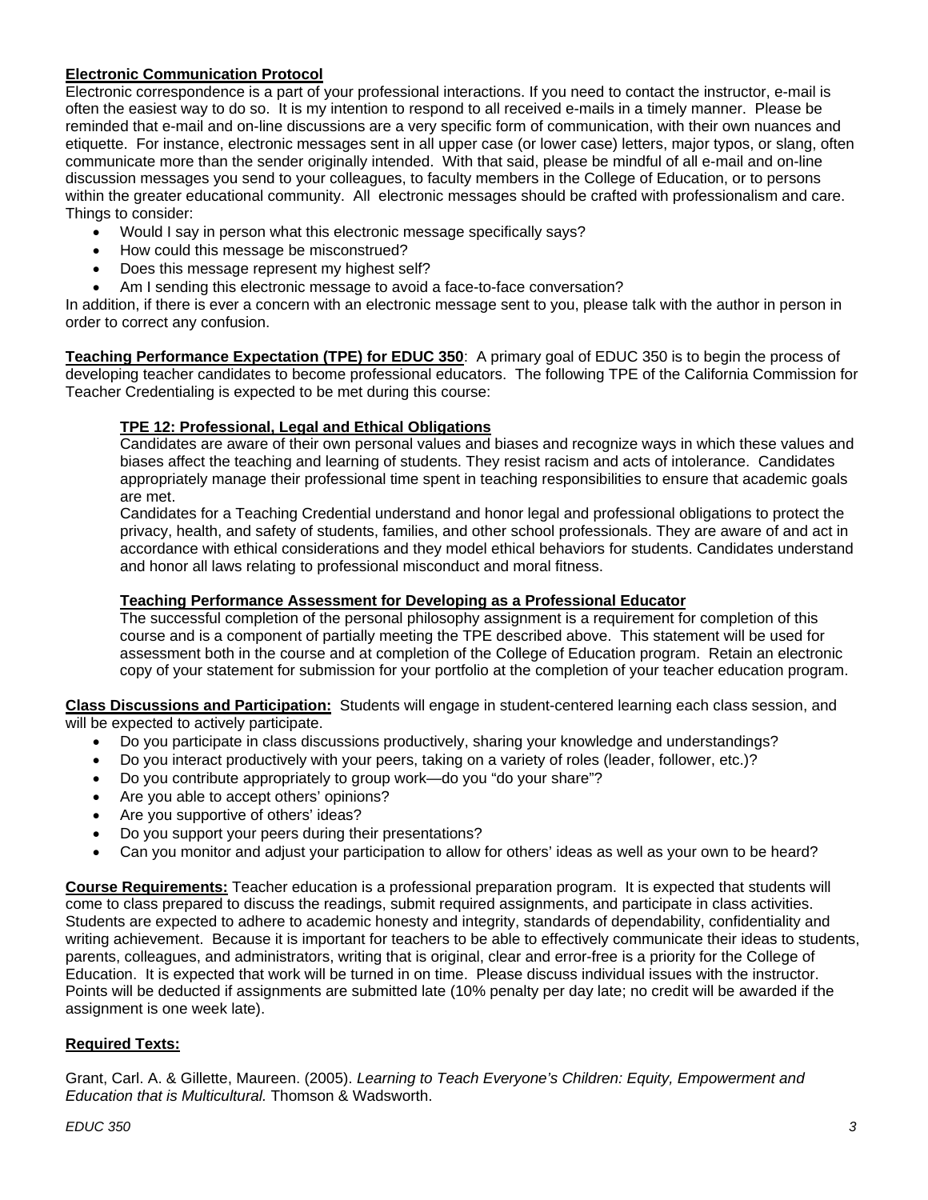**Electronic Communication Protocol**

Electronic correspondence is a part of your professional interactions. If you need to contact the instructor, e-mail is often the easiest way to do so. It is my intention to respond to all received e-mails in a timely manner. Please be reminded that e-mail and on-line discussions are a very specific form of communication, with their own nuances and etiquette. For instance, electronic messages sent in all upper case (or lower case) letters, major typos, or slang, often communicate more than the sender originally intended. With that said, please be mindful of all e-mail and on-line discussion messages you send to your colleagues, to faculty members in the College of Education, or to persons within the greater educational community. All electronic messages should be crafted with professionalism and care. Things to consider:

- Would I say in person what this electronic message specifically says?
- How could this message be misconstrued?
- Does this message represent my highest self?
- Am I sending this electronic message to avoid a face-to-face conversation?

In addition, if there is ever a concern with an electronic message sent to you, please talk with the author in person in order to correct any confusion.

**Teaching Performance Expectation (TPE) for EDUC 350**: A primary goal of EDUC 350 is to begin the process of developing teacher candidates to become professional educators. The following TPE of the California Commission for Teacher Credentialing is expected to be met during this course:

> **TPE 12: Professional, Legal and Ethical Obligations**
>
> Candidates are aware of their own personal values and biases and recognize ways in which these values and biases affect the teaching and learning of students. They resist racism and acts of intolerance. Candidates appropriately manage their professional time spent in teaching responsibilities to ensure that academic goals are met.
>
> Candidates for a Teaching Credential understand and honor legal and professional obligations to protect the privacy, health, and safety of students, families, and other school professionals. They are aware of and act in accordance with ethical considerations and they model ethical behaviors for students. Candidates understand and honor all laws relating to professional misconduct and moral fitness.
>
> **Teaching Performance Assessment for Developing as a Professional Educator**
>
> The successful completion of the personal philosophy assignment is a requirement for completion of this course and is a component of partially meeting the TPE described above. This statement will be used for assessment both in the course and at completion of the College of Education program. Retain an electronic copy of your statement for submission for your portfolio at the completion of your teacher education program.

**Class Discussions and Participation:** Students will engage in student-centered learning each class session, and will be expected to actively participate.

- Do you participate in class discussions productively, sharing your knowledge and understandings?
- Do you interact productively with your peers, taking on a variety of roles (leader, follower, etc.)?
- Do you contribute appropriately to group work—do you "do your share"?
- Are you able to accept others' opinions?
- Are you supportive of others' ideas?
- Do you support your peers during their presentations?
- Can you monitor and adjust your participation to allow for others' ideas as well as your own to be heard?

**Course Requirements:** Teacher education is a professional preparation program. It is expected that students will come to class prepared to discuss the readings, submit required assignments, and participate in class activities. Students are expected to adhere to academic honesty and integrity, standards of dependability, confidentiality and writing achievement. Because it is important for teachers to be able to effectively communicate their ideas to students, parents, colleagues, and administrators, writing that is original, clear and error-free is a priority for the College of Education. It is expected that work will be turned in on time. Please discuss individual issues with the instructor. Points will be deducted if assignments are submitted late (10% penalty per day late; no credit will be awarded if the assignment is one week late).

**Required Texts:**

Grant, Carl. A. & Gillette, Maureen. (2005). *Learning to Teach Everyone's Children: Equity, Empowerment and Education that is Multicultural.* Thomson & Wadsworth.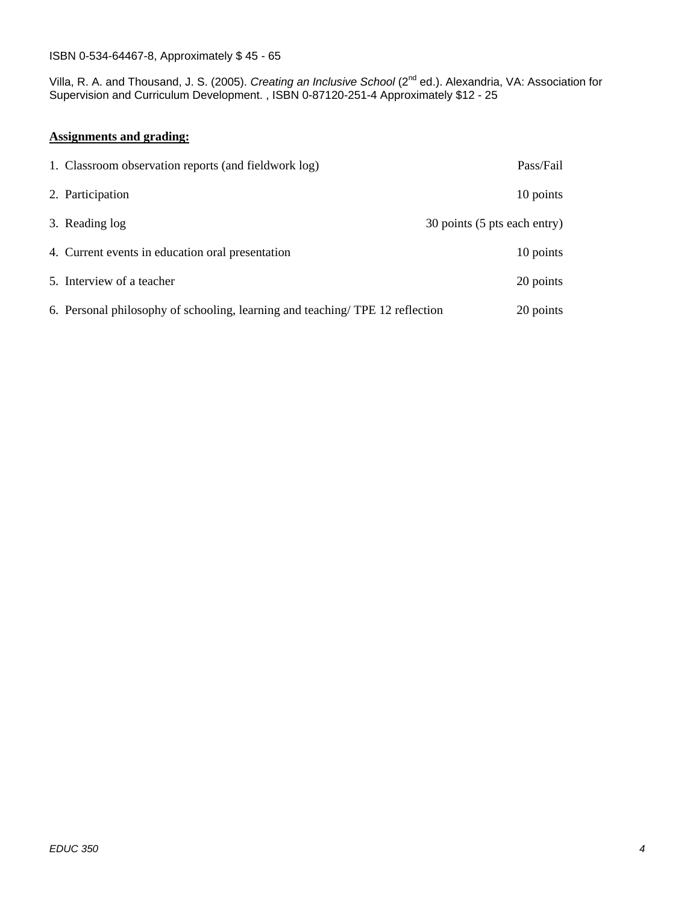ISBN 0-534-64467-8, Approximately $ 45 - 65

Villa, R. A. and Thousand, J. S. (2005). *Creating an Inclusive School* (2nd ed.). Alexandria, VA: Association for Supervision and Curriculum Development. , ISBN 0-87120-251-4 Approximately $12 - 25

**Assignments and grading:**

| Assignment | Points |
| --- | --- |
| 1. Classroom observation reports (and fieldwork log) | Pass/Fail |
| 2. Participation | 10 points |
| 3. Reading log | 30 points (5 pts each entry) |
| 4. Current events in education oral presentation | 10 points |
| 5. Interview of a teacher | 20 points |
| 6. Personal philosophy of schooling, learning and teaching/ TPE 12 reflection | 20 points |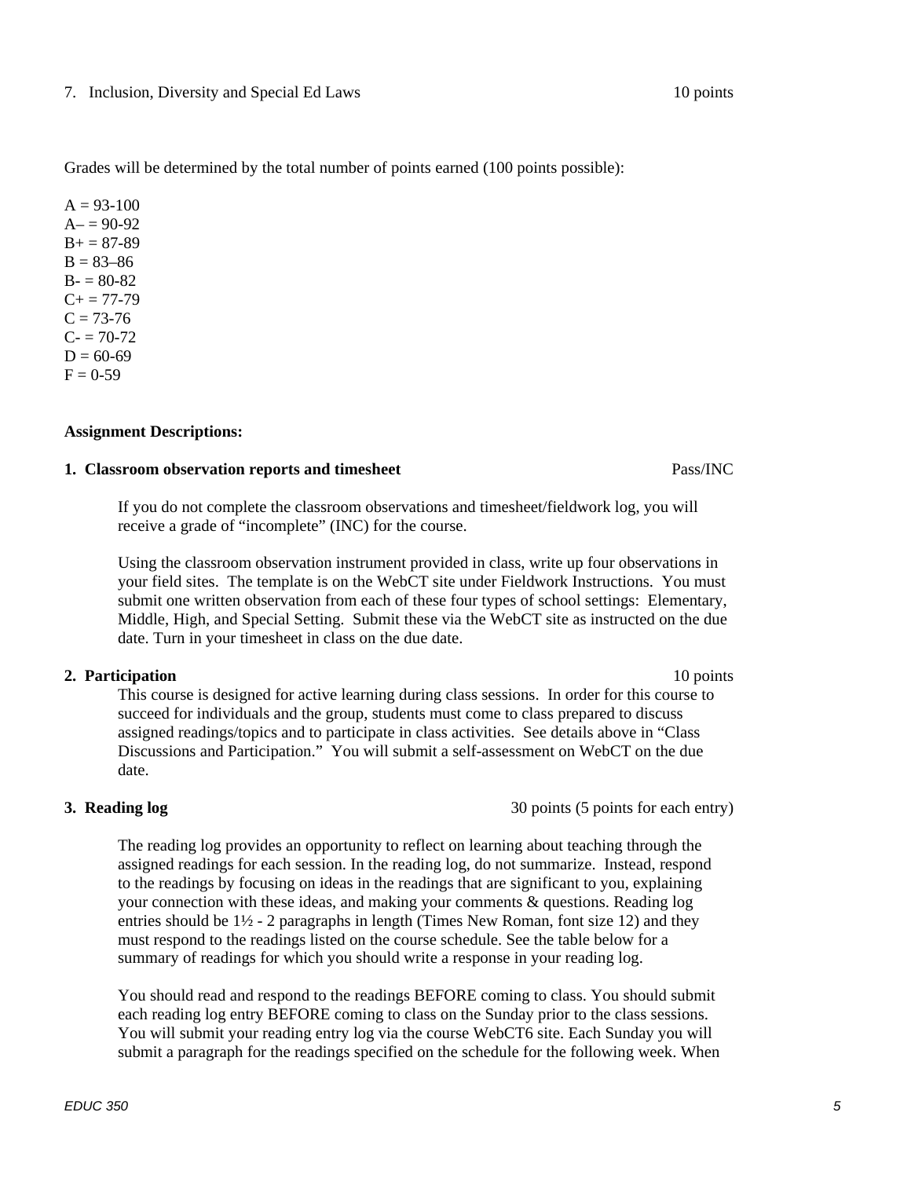7. Inclusion, Diversity and Special Ed Laws 10 points

Grades will be determined by the total number of points earned (100 points possible):

A = 93-100
A– = 90-92
B+ = 87-89
B = 83–86
B- = 80-82
C+ = 77-79
C = 73-76
C- = 70-72
D = 60-69
F = 0-59

**Assignment Descriptions:**

**1. Classroom observation reports and timesheet** Pass/INC

If you do not complete the classroom observations and timesheet/fieldwork log, you will receive a grade of "incomplete" (INC) for the course.

Using the classroom observation instrument provided in class, write up four observations in your field sites. The template is on the WebCT site under Fieldwork Instructions. You must submit one written observation from each of these four types of school settings: Elementary, Middle, High, and Special Setting. Submit these via the WebCT site as instructed on the due date. Turn in your timesheet in class on the due date.

**2. Participation** 10 points

This course is designed for active learning during class sessions. In order for this course to succeed for individuals and the group, students must come to class prepared to discuss assigned readings/topics and to participate in class activities. See details above in "Class Discussions and Participation." You will submit a self-assessment on WebCT on the due date.

**3. Reading log** 30 points (5 points for each entry)

The reading log provides an opportunity to reflect on learning about teaching through the assigned readings for each session. In the reading log, do not summarize. Instead, respond to the readings by focusing on ideas in the readings that are significant to you, explaining your connection with these ideas, and making your comments & questions. Reading log entries should be 1½ - 2 paragraphs in length (Times New Roman, font size 12) and they must respond to the readings listed on the course schedule. See the table below for a summary of readings for which you should write a response in your reading log.

You should read and respond to the readings BEFORE coming to class. You should submit each reading log entry BEFORE coming to class on the Sunday prior to the class sessions. You will submit your reading entry log via the course WebCT6 site. Each Sunday you will submit a paragraph for the readings specified on the schedule for the following week. When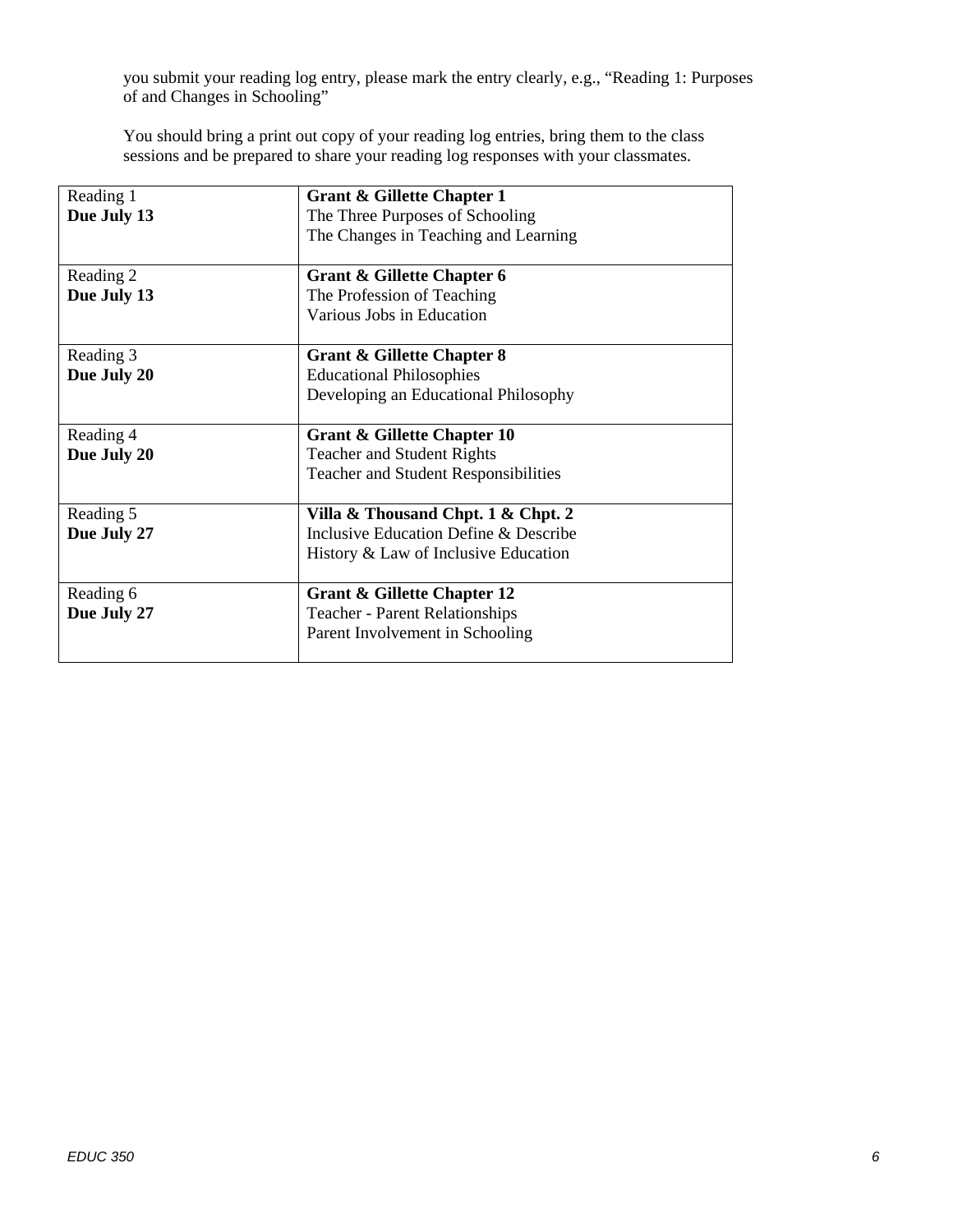you submit your reading log entry, please mark the entry clearly, e.g., "Reading 1: Purposes of and Changes in Schooling"

You should bring a print out copy of your reading log entries, bring them to the class sessions and be prepared to share your reading log responses with your classmates.

| Reading | Assignment |
|---|---|
| Reading 1<br>**Due July 13** | **Grant & Gillette Chapter 1**<br>The Three Purposes of Schooling<br>The Changes in Teaching and Learning |
| Reading 2<br>**Due July 13** | **Grant & Gillette Chapter 6**<br>The Profession of Teaching<br>Various Jobs in Education |
| Reading 3<br>**Due July 20** | **Grant & Gillette Chapter 8**<br>Educational Philosophies<br>Developing an Educational Philosophy |
| Reading 4<br>**Due July 20** | **Grant & Gillette Chapter 10**<br>Teacher and Student Rights<br>Teacher and Student Responsibilities |
| Reading 5<br>**Due July 27** | **Villa & Thousand Chpt. 1 & Chpt. 2**<br>Inclusive Education Define & Describe<br>History & Law of Inclusive Education |
| Reading 6<br>**Due July 27** | **Grant & Gillette Chapter 12**<br>Teacher - Parent Relationships<br>Parent Involvement in Schooling |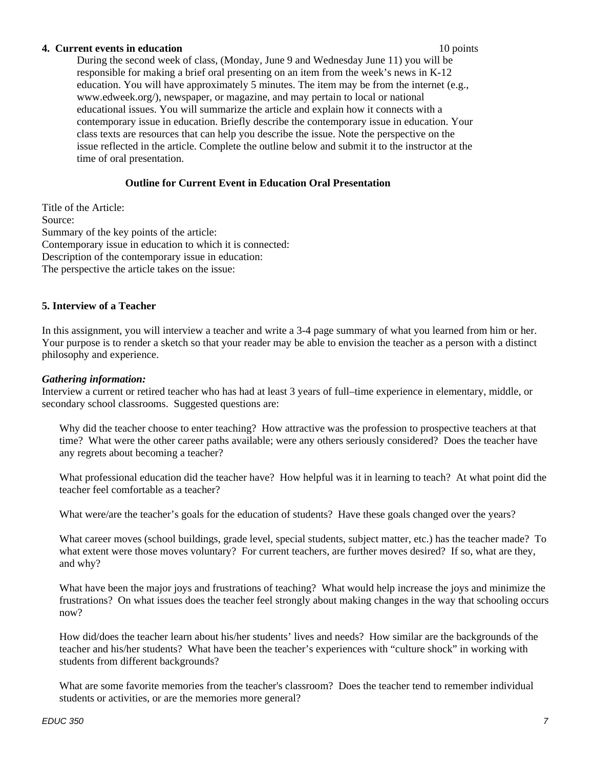**4. Current events in education** 10 points

During the second week of class, (Monday, June 9 and Wednesday June 11) you will be responsible for making a brief oral presenting on an item from the week's news in K-12 education. You will have approximately 5 minutes. The item may be from the internet (e.g., www.edweek.org/), newspaper, or magazine, and may pertain to local or national educational issues. You will summarize the article and explain how it connects with a contemporary issue in education. Briefly describe the contemporary issue in education. Your class texts are resources that can help you describe the issue. Note the perspective on the issue reflected in the article. Complete the outline below and submit it to the instructor at the time of oral presentation.

**Outline for Current Event in Education Oral Presentation**

Title of the Article:
Source:
Summary of the key points of the article:
Contemporary issue in education to which it is connected:
Description of the contemporary issue in education:
The perspective the article takes on the issue:

**5. Interview of a Teacher**

In this assignment, you will interview a teacher and write a 3-4 page summary of what you learned from him or her. Your purpose is to render a sketch so that your reader may be able to envision the teacher as a person with a distinct philosophy and experience.

***Gathering information:***

Interview a current or retired teacher who has had at least 3 years of full–time experience in elementary, middle, or secondary school classrooms. Suggested questions are:

Why did the teacher choose to enter teaching? How attractive was the profession to prospective teachers at that time? What were the other career paths available; were any others seriously considered? Does the teacher have any regrets about becoming a teacher?

What professional education did the teacher have? How helpful was it in learning to teach? At what point did the teacher feel comfortable as a teacher?

What were/are the teacher's goals for the education of students? Have these goals changed over the years?

What career moves (school buildings, grade level, special students, subject matter, etc.) has the teacher made? To what extent were those moves voluntary? For current teachers, are further moves desired? If so, what are they, and why?

What have been the major joys and frustrations of teaching? What would help increase the joys and minimize the frustrations? On what issues does the teacher feel strongly about making changes in the way that schooling occurs now?

How did/does the teacher learn about his/her students' lives and needs? How similar are the backgrounds of the teacher and his/her students? What have been the teacher's experiences with "culture shock" in working with students from different backgrounds?

What are some favorite memories from the teacher's classroom? Does the teacher tend to remember individual students or activities, or are the memories more general?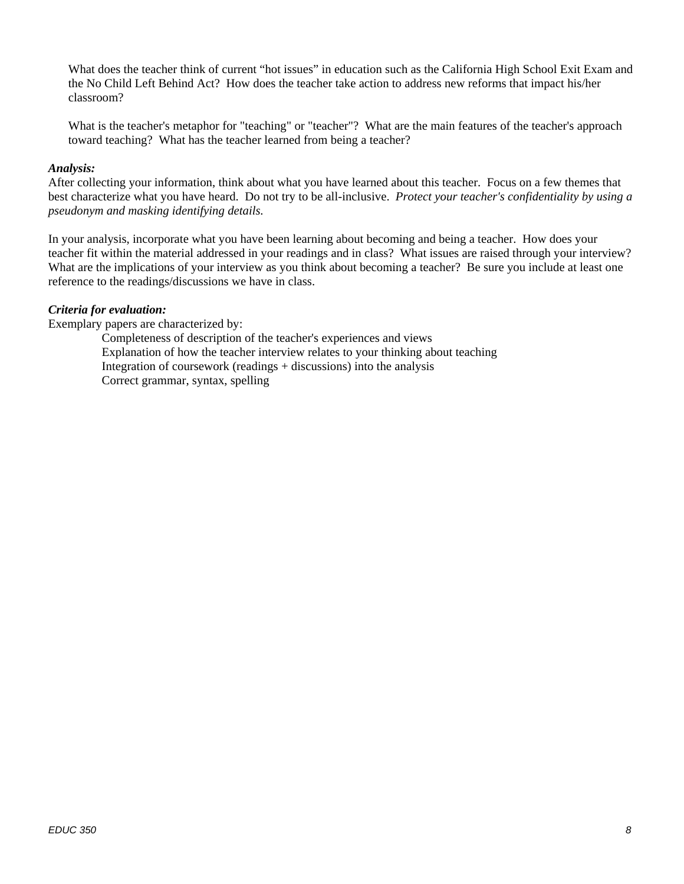What does the teacher think of current "hot issues" in education such as the California High School Exit Exam and the No Child Left Behind Act? How does the teacher take action to address new reforms that impact his/her classroom?

What is the teacher's metaphor for "teaching" or "teacher"? What are the main features of the teacher's approach toward teaching? What has the teacher learned from being a teacher?

***Analysis:***
After collecting your information, think about what you have learned about this teacher. Focus on a few themes that best characterize what you have heard. Do not try to be all-inclusive. *Protect your teacher's confidentiality by using a pseudonym and masking identifying details.*

In your analysis, incorporate what you have been learning about becoming and being a teacher. How does your teacher fit within the material addressed in your readings and in class? What issues are raised through your interview? What are the implications of your interview as you think about becoming a teacher? Be sure you include at least one reference to the readings/discussions we have in class.

***Criteria for evaluation:***
Exemplary papers are characterized by:

- Completeness of description of the teacher's experiences and views
- Explanation of how the teacher interview relates to your thinking about teaching
- Integration of coursework (readings + discussions) into the analysis
- Correct grammar, syntax, spelling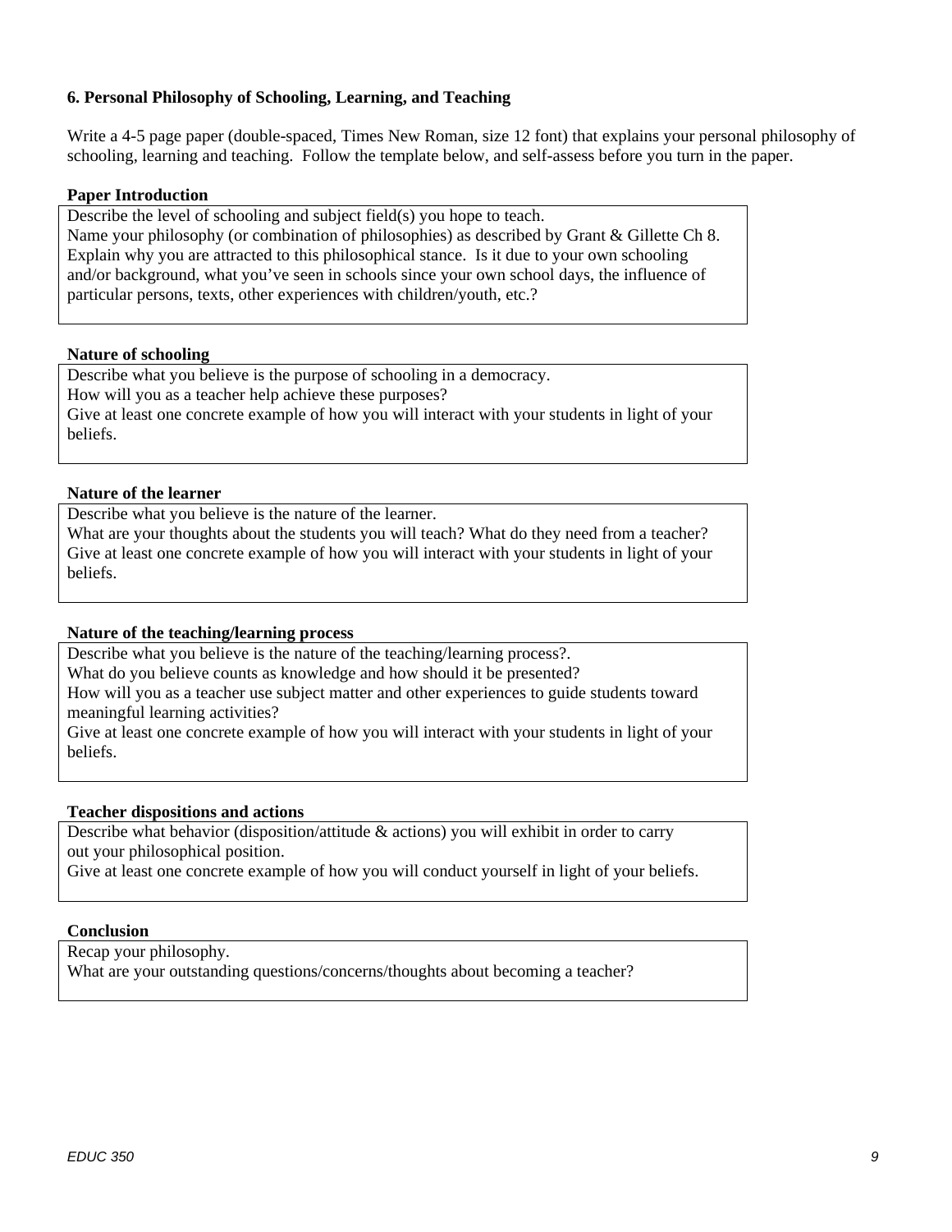### 6. Personal Philosophy of Schooling, Learning, and Teaching

Write a 4-5 page paper (double-spaced, Times New Roman, size 12 font) that explains your personal philosophy of schooling, learning and teaching. Follow the template below, and self-assess before you turn in the paper.

**Paper Introduction**

Describe the level of schooling and subject field(s) you hope to teach.
Name your philosophy (or combination of philosophies) as described by Grant & Gillette Ch 8.
Explain why you are attracted to this philosophical stance. Is it due to your own schooling and/or background, what you've seen in schools since your own school days, the influence of particular persons, texts, other experiences with children/youth, etc.?

**Nature of schooling**

Describe what you believe is the purpose of schooling in a democracy.
How will you as a teacher help achieve these purposes?
Give at least one concrete example of how you will interact with your students in light of your beliefs.

**Nature of the learner**

Describe what you believe is the nature of the learner.
What are your thoughts about the students you will teach? What do they need from a teacher?
Give at least one concrete example of how you will interact with your students in light of your beliefs.

**Nature of the teaching/learning process**

Describe what you believe is the nature of the teaching/learning process?.
What do you believe counts as knowledge and how should it be presented?
How will you as a teacher use subject matter and other experiences to guide students toward meaningful learning activities?
Give at least one concrete example of how you will interact with your students in light of your beliefs.

**Teacher dispositions and actions**

Describe what behavior (disposition/attitude & actions) you will exhibit in order to carry out your philosophical position.
Give at least one concrete example of how you will conduct yourself in light of your beliefs.

**Conclusion**

Recap your philosophy.
What are your outstanding questions/concerns/thoughts about becoming a teacher?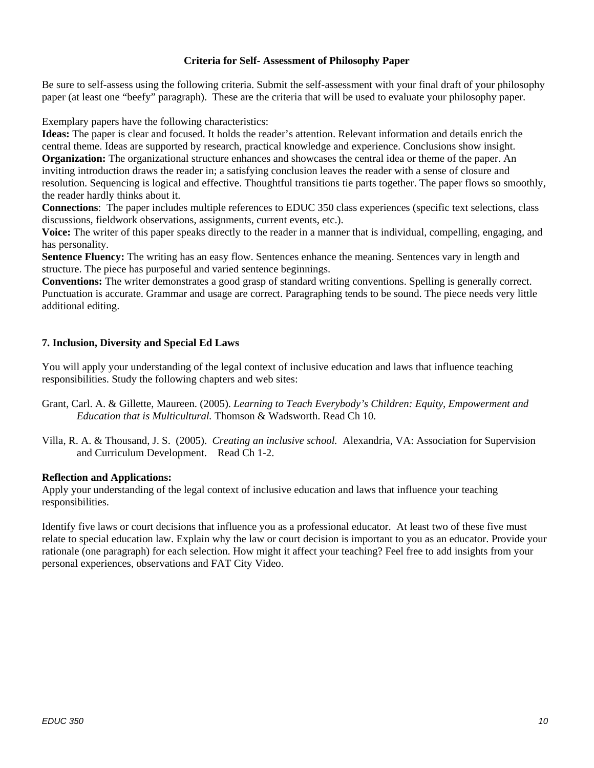### Criteria for Self- Assessment of Philosophy Paper

Be sure to self-assess using the following criteria. Submit the self-assessment with your final draft of your philosophy paper (at least one "beefy" paragraph). These are the criteria that will be used to evaluate your philosophy paper.

Exemplary papers have the following characteristics:

**Ideas:** The paper is clear and focused. It holds the reader's attention. Relevant information and details enrich the central theme. Ideas are supported by research, practical knowledge and experience. Conclusions show insight.

**Organization:** The organizational structure enhances and showcases the central idea or theme of the paper. An inviting introduction draws the reader in; a satisfying conclusion leaves the reader with a sense of closure and resolution. Sequencing is logical and effective. Thoughtful transitions tie parts together. The paper flows so smoothly, the reader hardly thinks about it.

**Connections**: The paper includes multiple references to EDUC 350 class experiences (specific text selections, class discussions, fieldwork observations, assignments, current events, etc.).

**Voice:** The writer of this paper speaks directly to the reader in a manner that is individual, compelling, engaging, and has personality.

**Sentence Fluency:** The writing has an easy flow. Sentences enhance the meaning. Sentences vary in length and structure. The piece has purposeful and varied sentence beginnings.

**Conventions:** The writer demonstrates a good grasp of standard writing conventions. Spelling is generally correct. Punctuation is accurate. Grammar and usage are correct. Paragraphing tends to be sound. The piece needs very little additional editing.

### 7. Inclusion, Diversity and Special Ed Laws

You will apply your understanding of the legal context of inclusive education and laws that influence teaching responsibilities. Study the following chapters and web sites:

Grant, Carl. A. & Gillette, Maureen. (2005). *Learning to Teach Everybody's Children: Equity, Empowerment and Education that is Multicultural.* Thomson & Wadsworth. Read Ch 10.

Villa, R. A. & Thousand, J. S. (2005). *Creating an inclusive school.* Alexandria, VA: Association for Supervision and Curriculum Development. Read Ch 1-2.

**Reflection and Applications:**

Apply your understanding of the legal context of inclusive education and laws that influence your teaching responsibilities.

Identify five laws or court decisions that influence you as a professional educator. At least two of these five must relate to special education law. Explain why the law or court decision is important to you as an educator. Provide your rationale (one paragraph) for each selection. How might it affect your teaching? Feel free to add insights from your personal experiences, observations and FAT City Video.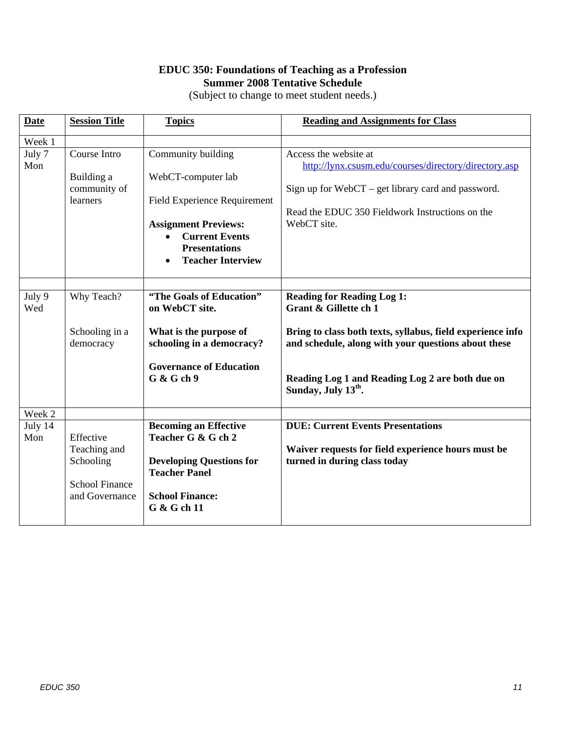**EDUC 350: Foundations of Teaching as a Profession**
**Summer 2008 Tentative Schedule**
(Subject to change to meet student needs.)

| Date | Session Title | Topics | Reading and Assignments for Class |
|---|---|---|---|
| Week 1 | | | |
| July 7 Mon | Course Intro<br><br>Building a community of learners | Community building<br><br>WebCT-computer lab<br><br>Field Experience Requirement<br><br>**Assignment Previews:**<br>• **Current Events Presentations**<br>• **Teacher Interview** | Access the website at http://lynx.csusm.edu/courses/directory/directory.asp<br><br>Sign up for WebCT – get library card and password.<br><br>Read the EDUC 350 Fieldwork Instructions on the WebCT site. |
| | | | |
| July 9 Wed | Why Teach?<br><br>Schooling in a democracy | **"The Goals of Education" on WebCT site.**<br><br>**What is the purpose of schooling in a democracy?**<br><br>**Governance of Education G & G ch 9** | **Reading for Reading Log 1: Grant & Gillette ch 1**<br><br>**Bring to class both texts, syllabus, field experience info and schedule, along with your questions about these**<br><br>**Reading Log 1 and Reading Log 2 are both due on Sunday, July 13th.** |
| Week 2 | | | |
| July 14 Mon | Effective Teaching and Schooling<br><br>School Finance and Governance | **Becoming an Effective Teacher G & G ch 2**<br><br>**Developing Questions for Teacher Panel**<br><br>**School Finance: G & G ch 11** | **DUE: Current Events Presentations**<br><br>**Waiver requests for field experience hours must be turned in during class today** |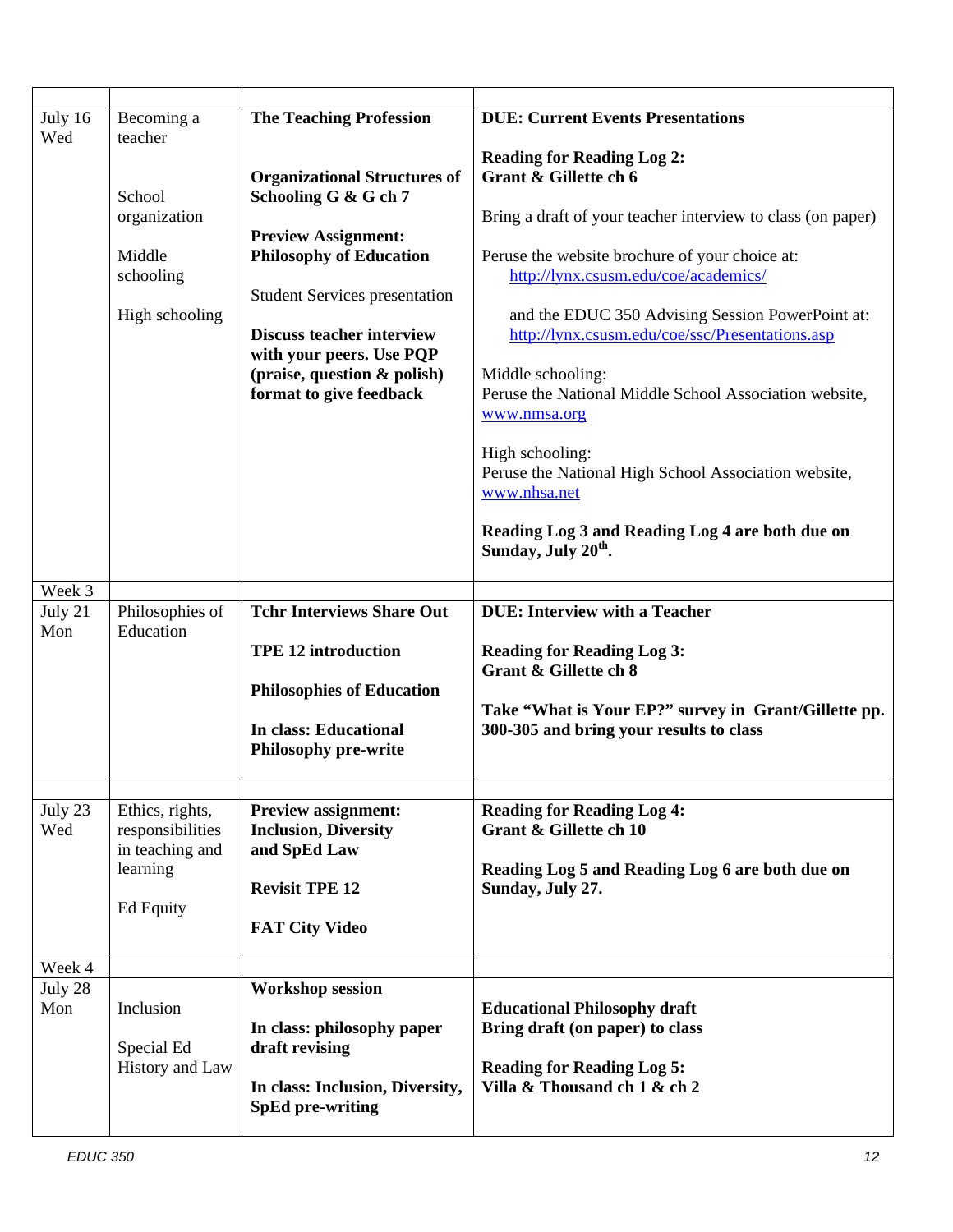| | | | |
|---|---|---|---|
| July 16 Wed | Becoming a teacher<br><br>School organization<br><br>Middle schooling<br><br>High schooling | **The Teaching Profession**<br><br>**Organizational Structures of Schooling G & G ch 7**<br><br>**Preview Assignment: Philosophy of Education**<br><br>Student Services presentation<br><br>**Discuss teacher interview with your peers. Use PQP (praise, question & polish) format to give feedback** | **DUE: Current Events Presentations**<br><br>**Reading for Reading Log 2: Grant & Gillette ch 6**<br><br>Bring a draft of your teacher interview to class (on paper)<br><br>Peruse the website brochure of your choice at: http://lynx.csusm.edu/coe/academics/<br><br>and the EDUC 350 Advising Session PowerPoint at: http://lynx.csusm.edu/coe/ssc/Presentations.asp<br><br>Middle schooling: Peruse the National Middle School Association website, www.nmsa.org<br><br>High schooling: Peruse the National High School Association website, www.nhsa.net<br><br>**Reading Log 3 and Reading Log 4 are both due on Sunday, July 20th.** |
| Week 3 | | | |
| July 21 Mon | Philosophies of Education | **Tchr Interviews Share Out**<br><br>**TPE 12 introduction**<br><br>**Philosophies of Education**<br><br>**In class: Educational Philosophy pre-write** | **DUE: Interview with a Teacher**<br><br>**Reading for Reading Log 3: Grant & Gillette ch 8**<br><br>**Take "What is Your EP?" survey in Grant/Gillette pp. 300-305 and bring your results to class** |
| | | | |
| July 23 Wed | Ethics, rights, responsibilities in teaching and learning<br><br>Ed Equity | **Preview assignment: Inclusion, Diversity and SpEd Law**<br><br>**Revisit TPE 12**<br><br>**FAT City Video** | **Reading for Reading Log 4: Grant & Gillette ch 10**<br><br>**Reading Log 5 and Reading Log 6 are both due on Sunday, July 27.** |
| Week 4 | | | |
| July 28 Mon | Inclusion<br><br>Special Ed History and Law | **Workshop session**<br><br>**In class: philosophy paper draft revising**<br><br>**In class: Inclusion, Diversity, SpEd pre-writing** | **Educational Philosophy draft Bring draft (on paper) to class**<br><br>**Reading for Reading Log 5: Villa & Thousand ch 1 & ch 2** |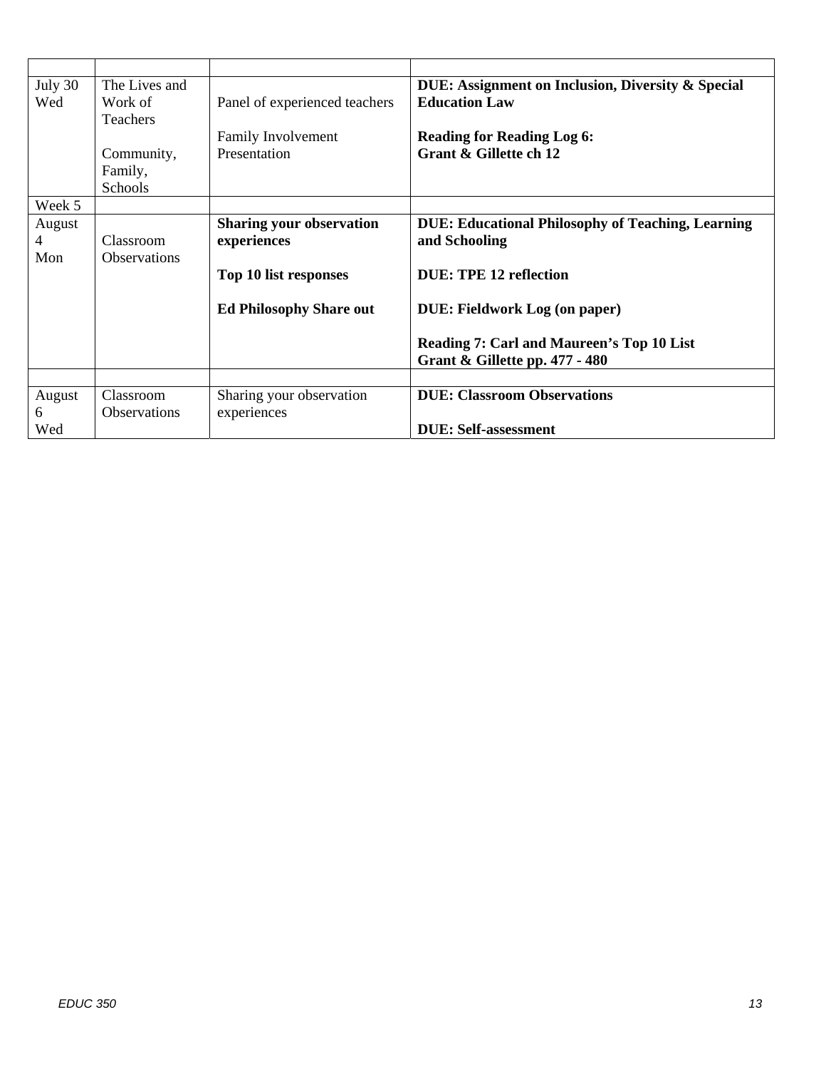| | | | |
|---|---|---|---|
| July 30 Wed | The Lives and Work of Teachers<br><br>Community, Family, Schools | Panel of experienced teachers<br><br>Family Involvement Presentation | **DUE: Assignment on Inclusion, Diversity & Special Education Law**<br><br>**Reading for Reading Log 6: Grant & Gillette ch 12** |
| Week 5 | | | |
| August 4 Mon | Classroom Observations | **Sharing your observation experiences**<br><br>**Top 10 list responses**<br><br>**Ed Philosophy Share out** | **DUE: Educational Philosophy of Teaching, Learning and Schooling**<br><br>**DUE: TPE 12 reflection**<br><br>**DUE: Fieldwork Log (on paper)**<br><br>**Reading 7: Carl and Maureen's Top 10 List Grant & Gillette pp. 477 - 480** |
| | | | |
| August 6 Wed | Classroom Observations | Sharing your observation experiences | **DUE: Classroom Observations**<br><br>**DUE: Self-assessment** |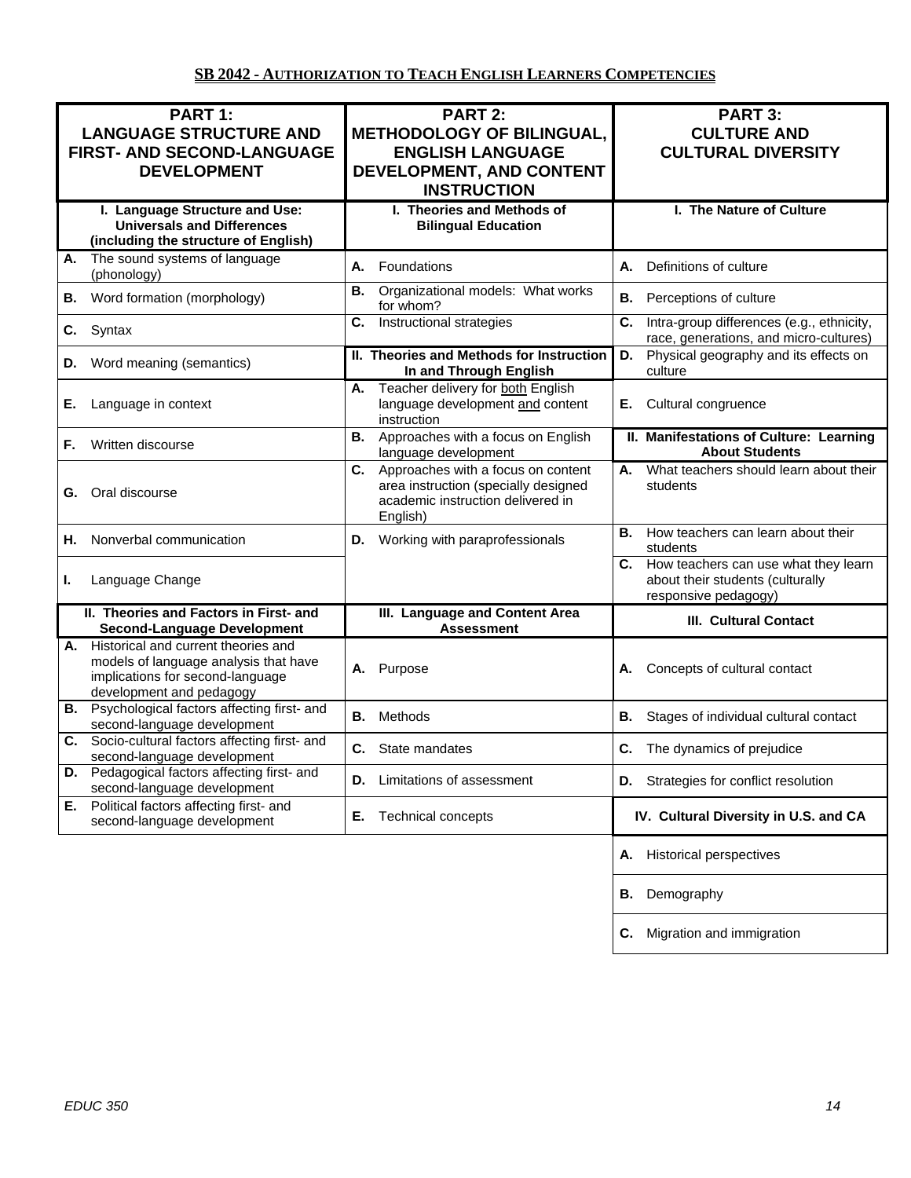## SB 2042 - AUTHORIZATION TO TEACH ENGLISH LEARNERS COMPETENCIES

| PART 1: LANGUAGE STRUCTURE AND FIRST- AND SECOND-LANGUAGE DEVELOPMENT | PART 2: METHODOLOGY OF BILINGUAL, ENGLISH LANGUAGE DEVELOPMENT, AND CONTENT INSTRUCTION | PART 3: CULTURE AND CULTURAL DIVERSITY |
|---|---|---|
| **I. Language Structure and Use: Universals and Differences (including the structure of English)** | **I. Theories and Methods of Bilingual Education** | **I. The Nature of Culture** |
| **A.** The sound systems of language (phonology) | **A.** Foundations | **A.** Definitions of culture |
| **B.** Word formation (morphology) | **B.** Organizational models: What works for whom? | **B.** Perceptions of culture |
| **C.** Syntax | **C.** Instructional strategies | **C.** Intra-group differences (e.g., ethnicity, race, generations, and micro-cultures) |
| **D.** Word meaning (semantics) | **II. Theories and Methods for Instruction In and Through English** | **D.** Physical geography and its effects on culture |
| **E.** Language in context | **A.** Teacher delivery for both English language development and content instruction | **E.** Cultural congruence |
| **F.** Written discourse | **B.** Approaches with a focus on English language development | **II. Manifestations of Culture: Learning About Students** |
| **G.** Oral discourse | **C.** Approaches with a focus on content area instruction (specially designed academic instruction delivered in English) | **A.** What teachers should learn about their students |
| **H.** Nonverbal communication | **D.** Working with paraprofessionals | **B.** How teachers can learn about their students |
| **I.** Language Change | | **C.** How teachers can use what they learn about their students (culturally responsive pedagogy) |
| **II. Theories and Factors in First- and Second-Language Development** | **III. Language and Content Area Assessment** | **III. Cultural Contact** |
| **A.** Historical and current theories and models of language analysis that have implications for second-language development and pedagogy | **A.** Purpose | **A.** Concepts of cultural contact |
| **B.** Psychological factors affecting first- and second-language development | **B.** Methods | **B.** Stages of individual cultural contact |
| **C.** Socio-cultural factors affecting first- and second-language development | **C.** State mandates | **C.** The dynamics of prejudice |
| **D.** Pedagogical factors affecting first- and second-language development | **D.** Limitations of assessment | **D.** Strategies for conflict resolution |
| **E.** Political factors affecting first- and second-language development | **E.** Technical concepts | **IV. Cultural Diversity in U.S. and CA** |
| | | **A.** Historical perspectives |
| | | **B.** Demography |
| | | **C.** Migration and immigration |